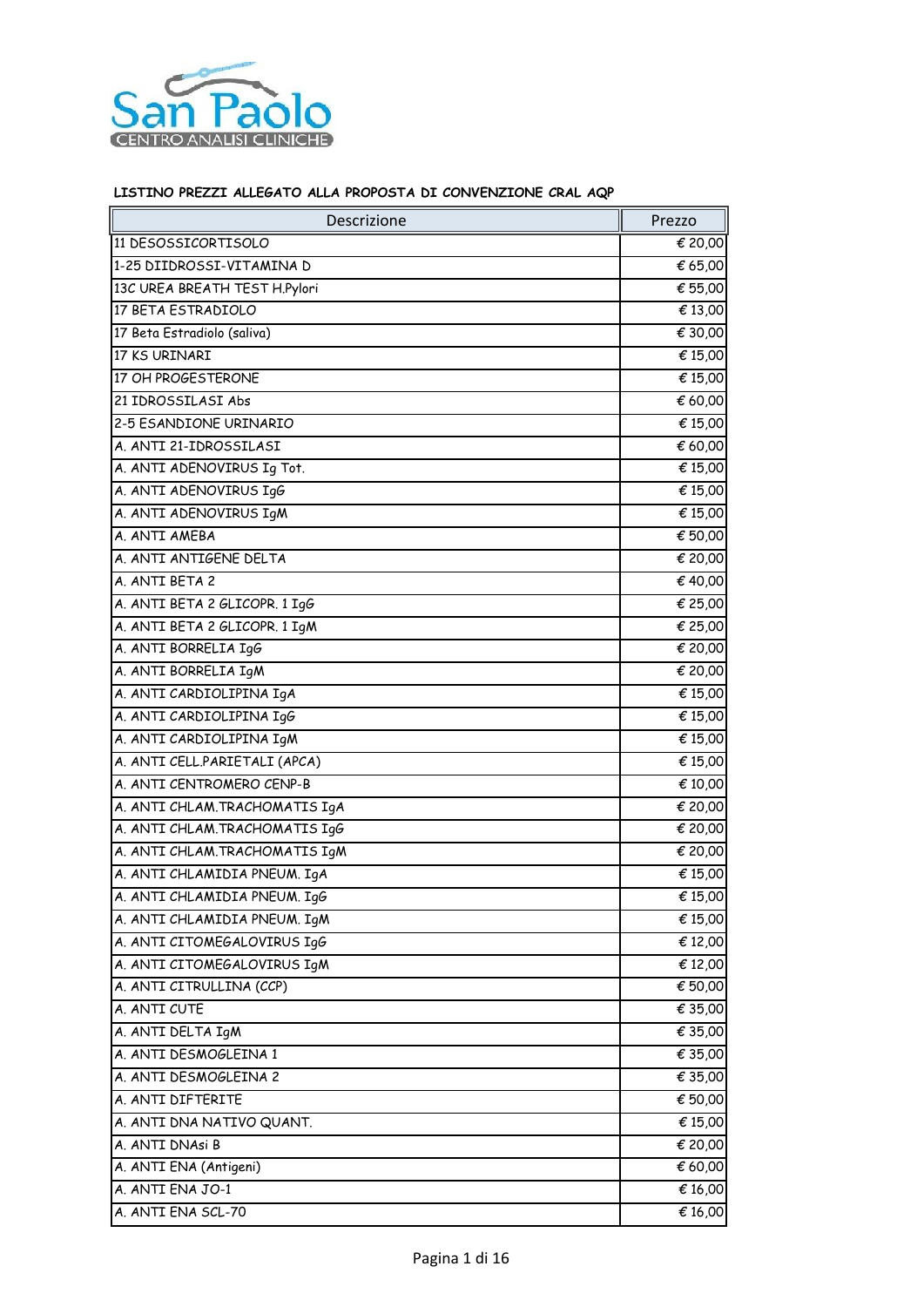San Paolo
CENTRO ANALISI CLINICHE

**LISTINO PREZZI ALLEGATO ALLA PROPOSTA DI CONVENZIONE CRAL AQP**

| Descrizione | Prezzo |
|---|---|
| 11 DESOSSICORTISOLO | € 20,00 |
| 1-25 DIIDROSSI-VITAMINA D | € 65,00 |
| 13C UREA BREATH TEST H.Pylori | € 55,00 |
| 17 BETA ESTRADIOLO | € 13,00 |
| 17 Beta Estradiolo (saliva) | € 30,00 |
| 17 KS URINARI | € 15,00 |
| 17 OH PROGESTERONE | € 15,00 |
| 21 IDROSSILASI Abs | € 60,00 |
| 2-5 ESANDIONE URINARIO | € 15,00 |
| A. ANTI 21-IDROSSILASI | € 60,00 |
| A. ANTI ADENOVIRUS Ig Tot. | € 15,00 |
| A. ANTI ADENOVIRUS IgG | € 15,00 |
| A. ANTI ADENOVIRUS IgM | € 15,00 |
| A. ANTI AMEBA | € 50,00 |
| A. ANTI ANTIGENE DELTA | € 20,00 |
| A. ANTI BETA 2 | € 40,00 |
| A. ANTI BETA 2 GLICOPR. 1 IgG | € 25,00 |
| A. ANTI BETA 2 GLICOPR. 1 IgM | € 25,00 |
| A. ANTI BORRELIA IgG | € 20,00 |
| A. ANTI BORRELIA IgM | € 20,00 |
| A. ANTI CARDIOLIPINA IgA | € 15,00 |
| A. ANTI CARDIOLIPINA IgG | € 15,00 |
| A. ANTI CARDIOLIPINA IgM | € 15,00 |
| A. ANTI CELL.PARIETALI (APCA) | € 15,00 |
| A. ANTI CENTROMERO CENP-B | € 10,00 |
| A. ANTI CHLAM.TRACHOMATIS IgA | € 20,00 |
| A. ANTI CHLAM.TRACHOMATIS IgG | € 20,00 |
| A. ANTI CHLAM.TRACHOMATIS IgM | € 20,00 |
| A. ANTI CHLAMIDIA PNEUM. IgA | € 15,00 |
| A. ANTI CHLAMIDIA PNEUM. IgG | € 15,00 |
| A. ANTI CHLAMIDIA PNEUM. IgM | € 15,00 |
| A. ANTI CITOMEGALOVIRUS IgG | € 12,00 |
| A. ANTI CITOMEGALOVIRUS IgM | € 12,00 |
| A. ANTI CITRULLINA (CCP) | € 50,00 |
| A. ANTI CUTE | € 35,00 |
| A. ANTI DELTA IgM | € 35,00 |
| A. ANTI DESMOGLEINA 1 | € 35,00 |
| A. ANTI DESMOGLEINA 2 | € 35,00 |
| A. ANTI DIFTERITE | € 50,00 |
| A. ANTI DNA NATIVO QUANT. | € 15,00 |
| A. ANTI DNAsi B | € 20,00 |
| A. ANTI ENA (Antigeni) | € 60,00 |
| A. ANTI ENA JO-1 | € 16,00 |
| A. ANTI ENA SCL-70 | € 16,00 |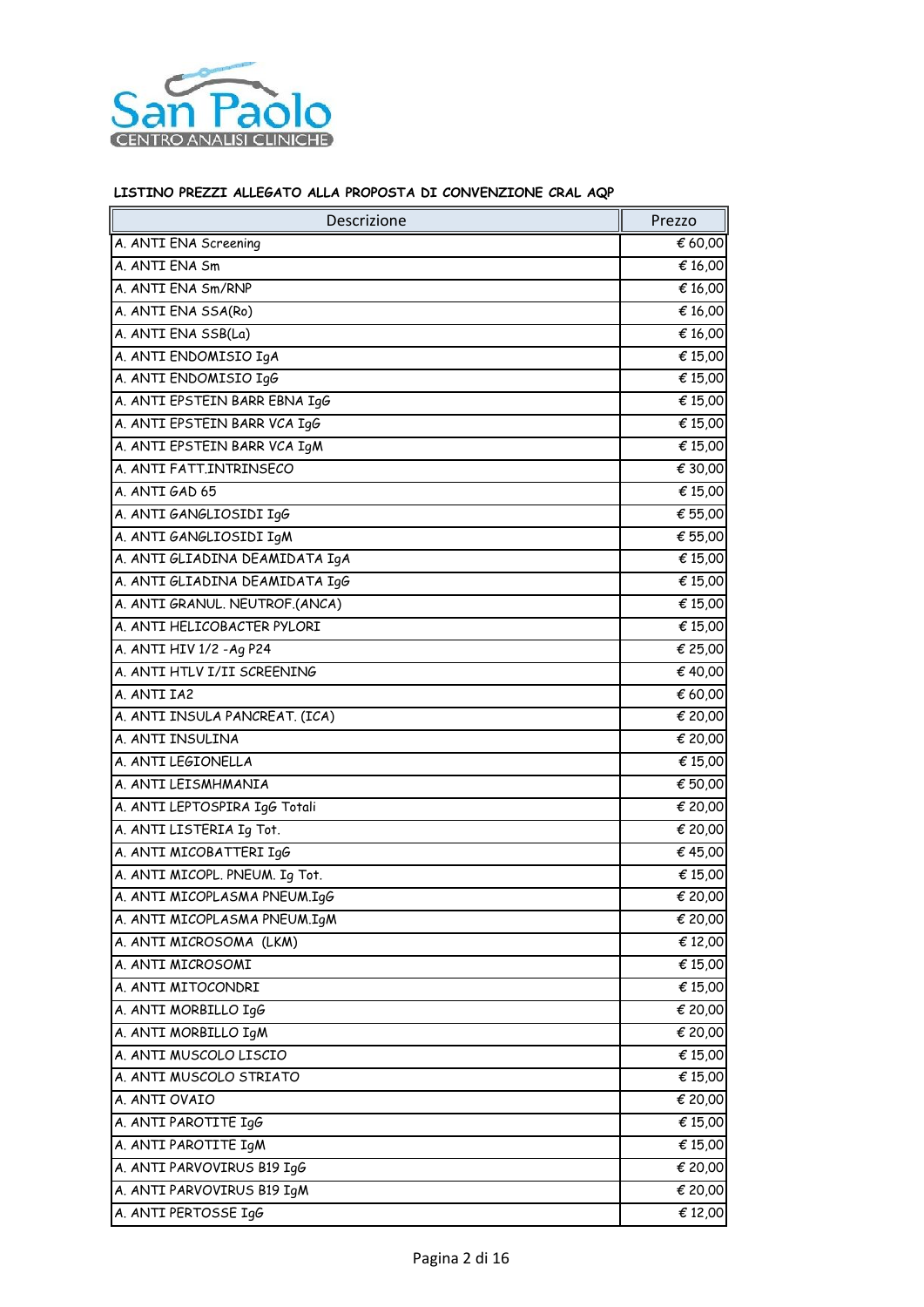San Paolo
CENTRO ANALISI CLINICHE

**LISTINO PREZZI ALLEGATO ALLA PROPOSTA DI CONVENZIONE CRAL AQP**

| Descrizione | Prezzo |
|---|---|
| A. ANTI ENA Screening | € 60,00 |
| A. ANTI ENA Sm | € 16,00 |
| A. ANTI ENA Sm/RNP | € 16,00 |
| A. ANTI ENA SSA(Ro) | € 16,00 |
| A. ANTI ENA SSB(La) | € 16,00 |
| A. ANTI ENDOMISIO IgA | € 15,00 |
| A. ANTI ENDOMISIO IgG | € 15,00 |
| A. ANTI EPSTEIN BARR EBNA IgG | € 15,00 |
| A. ANTI EPSTEIN BARR VCA IgG | € 15,00 |
| A. ANTI EPSTEIN BARR VCA IgM | € 15,00 |
| A. ANTI FATT.INTRINSECO | € 30,00 |
| A. ANTI GAD 65 | € 15,00 |
| A. ANTI GANGLIOSIDI IgG | € 55,00 |
| A. ANTI GANGLIOSIDI IgM | € 55,00 |
| A. ANTI GLIADINA DEAMIDATA IgA | € 15,00 |
| A. ANTI GLIADINA DEAMIDATA IgG | € 15,00 |
| A. ANTI GRANUL. NEUTROF.(ANCA) | € 15,00 |
| A. ANTI HELICOBACTER PYLORI | € 15,00 |
| A. ANTI HIV 1/2 -Ag P24 | € 25,00 |
| A. ANTI HTLV I/II SCREENING | € 40,00 |
| A. ANTI IA2 | € 60,00 |
| A. ANTI INSULA PANCREAT. (ICA) | € 20,00 |
| A. ANTI INSULINA | € 20,00 |
| A. ANTI LEGIONELLA | € 15,00 |
| A. ANTI LEISMHMANIA | € 50,00 |
| A. ANTI LEPTOSPIRA IgG Totali | € 20,00 |
| A. ANTI LISTERIA Ig Tot. | € 20,00 |
| A. ANTI MICOBATTERI IgG | € 45,00 |
| A. ANTI MICOPL. PNEUM. Ig Tot. | € 15,00 |
| A. ANTI MICOPLASMA PNEUM.IgG | € 20,00 |
| A. ANTI MICOPLASMA PNEUM.IgM | € 20,00 |
| A. ANTI MICROSOMA (LKM) | € 12,00 |
| A. ANTI MICROSOMI | € 15,00 |
| A. ANTI MITOCONDRI | € 15,00 |
| A. ANTI MORBILLO IgG | € 20,00 |
| A. ANTI MORBILLO IgM | € 20,00 |
| A. ANTI MUSCOLO LISCIO | € 15,00 |
| A. ANTI MUSCOLO STRIATO | € 15,00 |
| A. ANTI OVAIO | € 20,00 |
| A. ANTI PAROTITE IgG | € 15,00 |
| A. ANTI PAROTITE IgM | € 15,00 |
| A. ANTI PARVOVIRUS B19 IgG | € 20,00 |
| A. ANTI PARVOVIRUS B19 IgM | € 20,00 |
| A. ANTI PERTOSSE IgG | € 12,00 |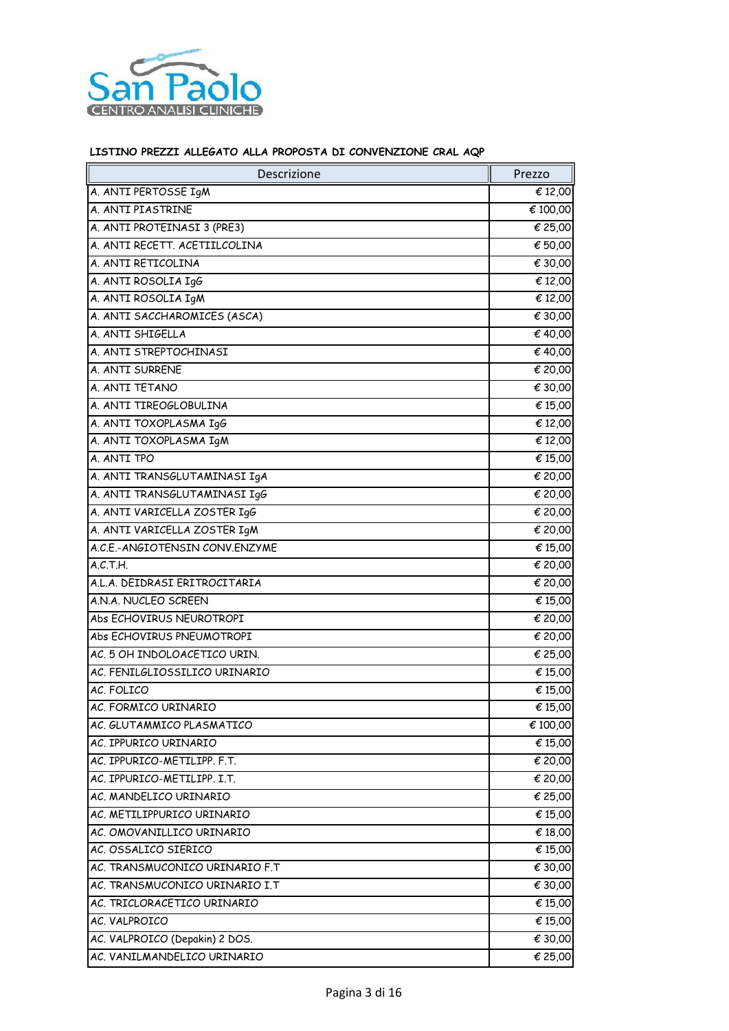**LISTINO PREZZI ALLEGATO ALLA PROPOSTA DI CONVENZIONE CRAL AQP**

| Descrizione | Prezzo |
|---|---|
| A. ANTI PERTOSSE IgM | € 12,00 |
| A. ANTI PIASTRINE | € 100,00 |
| A. ANTI PROTEINASI 3 (PRE3) | € 25,00 |
| A. ANTI RECETT. ACETIILCOLINA | € 50,00 |
| A. ANTI RETICOLINA | € 30,00 |
| A. ANTI ROSOLIA IgG | € 12,00 |
| A. ANTI ROSOLIA IgM | € 12,00 |
| A. ANTI SACCHAROMICES (ASCA) | € 30,00 |
| A. ANTI SHIGELLA | € 40,00 |
| A. ANTI STREPTOCHINASI | € 40,00 |
| A. ANTI SURRENE | € 20,00 |
| A. ANTI TETANO | € 30,00 |
| A. ANTI TIREOGLOBULINA | € 15,00 |
| A. ANTI TOXOPLASMA IgG | € 12,00 |
| A. ANTI TOXOPLASMA IgM | € 12,00 |
| A. ANTI TPO | € 15,00 |
| A. ANTI TRANSGLUTAMINASI IgA | € 20,00 |
| A. ANTI TRANSGLUTAMINASI IgG | € 20,00 |
| A. ANTI VARICELLA ZOSTER IgG | € 20,00 |
| A. ANTI VARICELLA ZOSTER IgM | € 20,00 |
| A.C.E.-ANGIOTENSIN CONV.ENZYME | € 15,00 |
| A.C.T.H. | € 20,00 |
| A.L.A. DEIDRASI ERITROCITARIA | € 20,00 |
| A.N.A. NUCLEO SCREEN | € 15,00 |
| Abs ECHOVIRUS NEUROTROPI | € 20,00 |
| Abs ECHOVIRUS PNEUMOTROPI | € 20,00 |
| AC. 5 OH INDOLOACETICO URIN. | € 25,00 |
| AC. FENILGLIOSSILICO URINARIO | € 15,00 |
| AC. FOLICO | € 15,00 |
| AC. FORMICO URINARIO | € 15,00 |
| AC. GLUTAMMICO PLASMATICO | € 100,00 |
| AC. IPPURICO URINARIO | € 15,00 |
| AC. IPPURICO-METILIPP. F.T. | € 20,00 |
| AC. IPPURICO-METILIPP. I.T. | € 20,00 |
| AC. MANDELICO URINARIO | € 25,00 |
| AC. METILIPPURICO URINARIO | € 15,00 |
| AC. OMOVANILLICO URINARIO | € 18,00 |
| AC. OSSALICO SIERICO | € 15,00 |
| AC. TRANSMUCONICO URINARIO F.T | € 30,00 |
| AC. TRANSMUCONICO URINARIO I.T | € 30,00 |
| AC. TRICLORACETICO URINARIO | € 15,00 |
| AC. VALPROICO | € 15,00 |
| AC. VALPROICO (Depakin) 2 DOS. | € 30,00 |
| AC. VANILMANDELICO URINARIO | € 25,00 |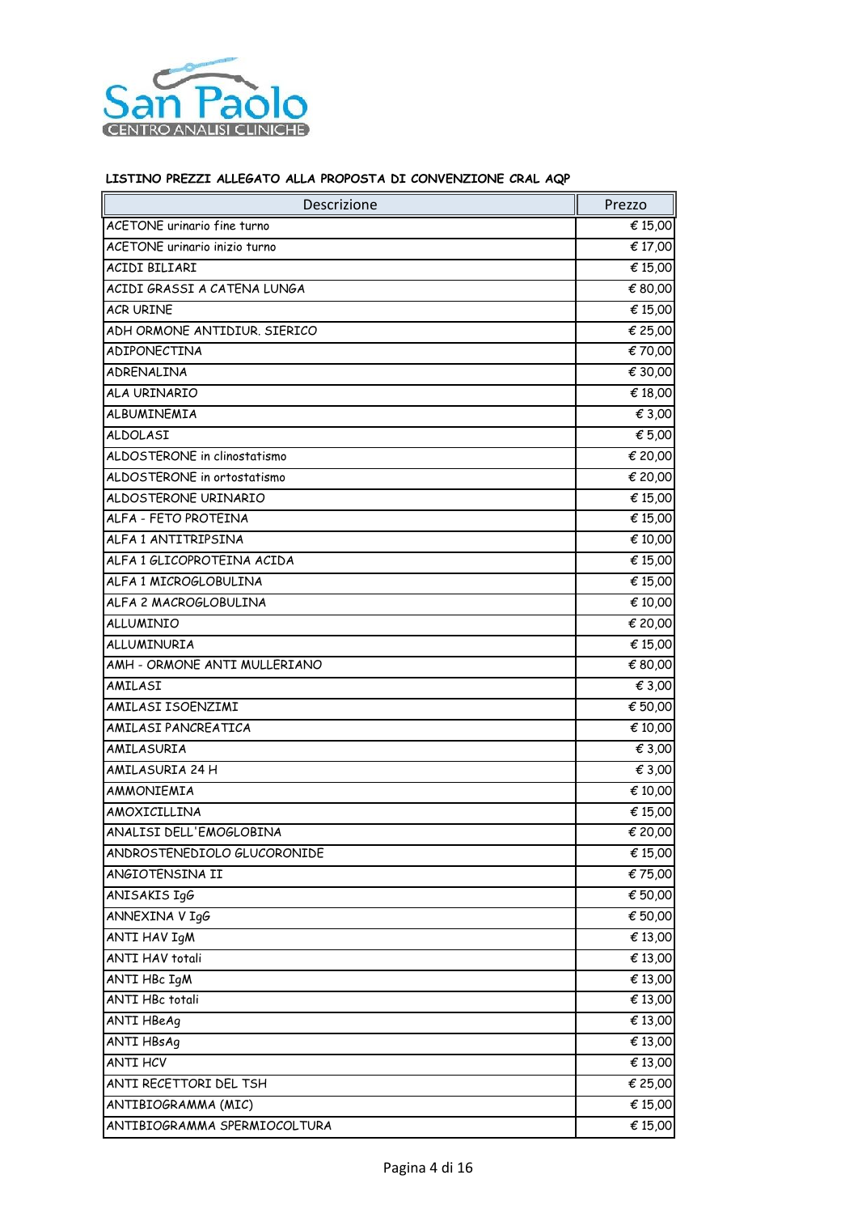**LISTINO PREZZI ALLEGATO ALLA PROPOSTA DI CONVENZIONE CRAL AQP**

| Descrizione | Prezzo |
|---|---|
| ACETONE urinario fine turno | € 15,00 |
| ACETONE urinario inizio turno | € 17,00 |
| ACIDI BILIARI | € 15,00 |
| ACIDI GRASSI A CATENA LUNGA | € 80,00 |
| ACR URINE | € 15,00 |
| ADH ORMONE ANTIDIUR. SIERICO | € 25,00 |
| ADIPONECTINA | € 70,00 |
| ADRENALINA | € 30,00 |
| ALA URINARIO | € 18,00 |
| ALBUMINEMIA | € 3,00 |
| ALDOLASI | € 5,00 |
| ALDOSTERONE in clinostatismo | € 20,00 |
| ALDOSTERONE in ortostatismo | € 20,00 |
| ALDOSTERONE URINARIO | € 15,00 |
| ALFA - FETO PROTEINA | € 15,00 |
| ALFA 1 ANTITRIPSINA | € 10,00 |
| ALFA 1 GLICOPROTEINA ACIDA | € 15,00 |
| ALFA 1 MICROGLOBULINA | € 15,00 |
| ALFA 2 MACROGLOBULINA | € 10,00 |
| ALLUMINIO | € 20,00 |
| ALLUMINURIA | € 15,00 |
| AMH - ORMONE ANTI MULLERIANO | € 80,00 |
| AMILASI | € 3,00 |
| AMILASI ISOENZIMI | € 50,00 |
| AMILASI PANCREATICA | € 10,00 |
| AMILASURIA | € 3,00 |
| AMILASURIA 24 H | € 3,00 |
| AMMONIEMIA | € 10,00 |
| AMOXICILLINA | € 15,00 |
| ANALISI DELL'EMOGLOBINA | € 20,00 |
| ANDROSTENEDIOLO GLUCORONIDE | € 15,00 |
| ANGIOTENSINA II | € 75,00 |
| ANISAKIS IgG | € 50,00 |
| ANNEXINA V IgG | € 50,00 |
| ANTI HAV IgM | € 13,00 |
| ANTI HAV totali | € 13,00 |
| ANTI HBc IgM | € 13,00 |
| ANTI HBc totali | € 13,00 |
| ANTI HBeAg | € 13,00 |
| ANTI HBsAg | € 13,00 |
| ANTI HCV | € 13,00 |
| ANTI RECETTORI DEL TSH | € 25,00 |
| ANTIBIOGRAMMA (MIC) | € 15,00 |
| ANTIBIOGRAMMA SPERMIOCOLTURA | € 15,00 |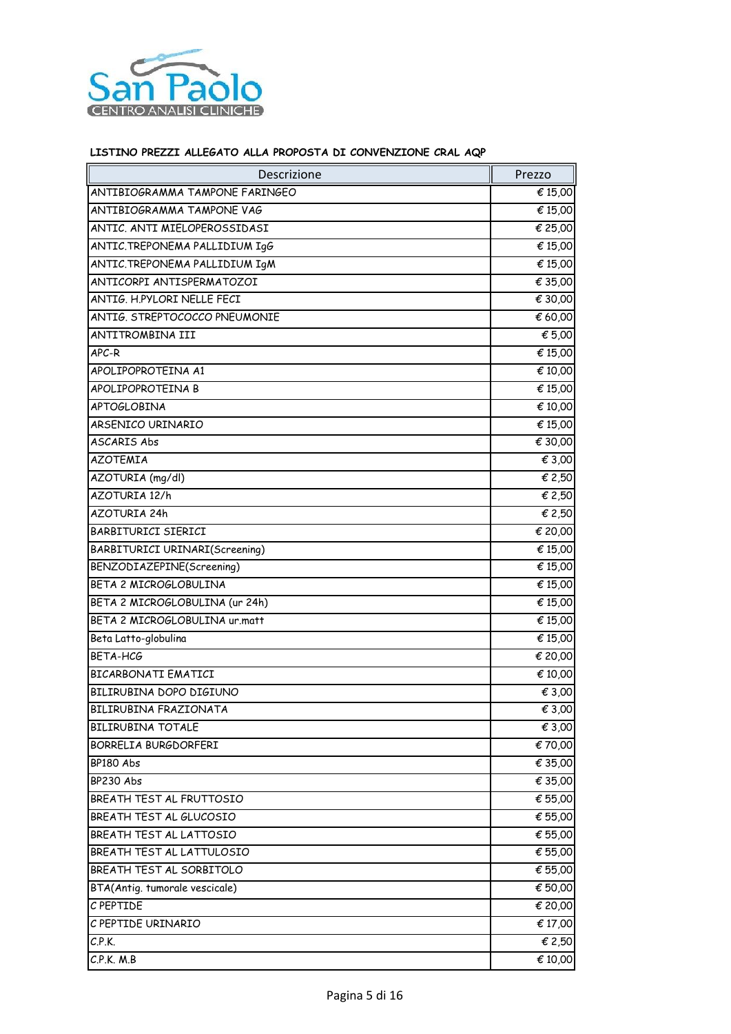**LISTINO PREZZI ALLEGATO ALLA PROPOSTA DI CONVENZIONE CRAL AQP**

| Descrizione | Prezzo |
|---|---|
| ANTIBIOGRAMMA TAMPONE FARINGEO | € 15,00 |
| ANTIBIOGRAMMA TAMPONE VAG | € 15,00 |
| ANTIC. ANTI MIELOPEROSSIDASI | € 25,00 |
| ANTIC.TREPONEMA PALLIDIUM IgG | € 15,00 |
| ANTIC.TREPONEMA PALLIDIUM IgM | € 15,00 |
| ANTICORPI ANTISPERMATOZOI | € 35,00 |
| ANTIG. H.PYLORI NELLE FECI | € 30,00 |
| ANTIG. STREPTOCOCCO PNEUMONIE | € 60,00 |
| ANTITROMBINA III | € 5,00 |
| APC-R | € 15,00 |
| APOLIPOPROTEINA A1 | € 10,00 |
| APOLIPOPROTEINA B | € 15,00 |
| APTOGLOBINA | € 10,00 |
| ARSENICO URINARIO | € 15,00 |
| ASCARIS Abs | € 30,00 |
| AZOTEMIA | € 3,00 |
| AZOTURIA (mg/dl) | € 2,50 |
| AZOTURIA 12/h | € 2,50 |
| AZOTURIA 24h | € 2,50 |
| BARBITURICI SIERICI | € 20,00 |
| BARBITURICI URINARI(Screening) | € 15,00 |
| BENZODIAZEPINE(Screening) | € 15,00 |
| BETA 2 MICROGLOBULINA | € 15,00 |
| BETA 2 MICROGLOBULINA (ur 24h) | € 15,00 |
| BETA 2 MICROGLOBULINA ur.matt | € 15,00 |
| Beta Latto-globulina | € 15,00 |
| BETA-HCG | € 20,00 |
| BICARBONATI EMATICI | € 10,00 |
| BILIRUBINA DOPO DIGIUNO | € 3,00 |
| BILIRUBINA FRAZIONATA | € 3,00 |
| BILIRUBINA TOTALE | € 3,00 |
| BORRELIA BURGDORFERI | € 70,00 |
| BP180 Abs | € 35,00 |
| BP230 Abs | € 35,00 |
| BREATH TEST AL FRUTTOSIO | € 55,00 |
| BREATH TEST AL GLUCOSIO | € 55,00 |
| BREATH TEST AL LATTOSIO | € 55,00 |
| BREATH TEST AL LATTULOSIO | € 55,00 |
| BREATH TEST AL SORBITOLO | € 55,00 |
| BTA(Antig. tumorale vescicale) | € 50,00 |
| C PEPTIDE | € 20,00 |
| C PEPTIDE URINARIO | € 17,00 |
| C.P.K. | € 2,50 |
| C.P.K. M.B | € 10,00 |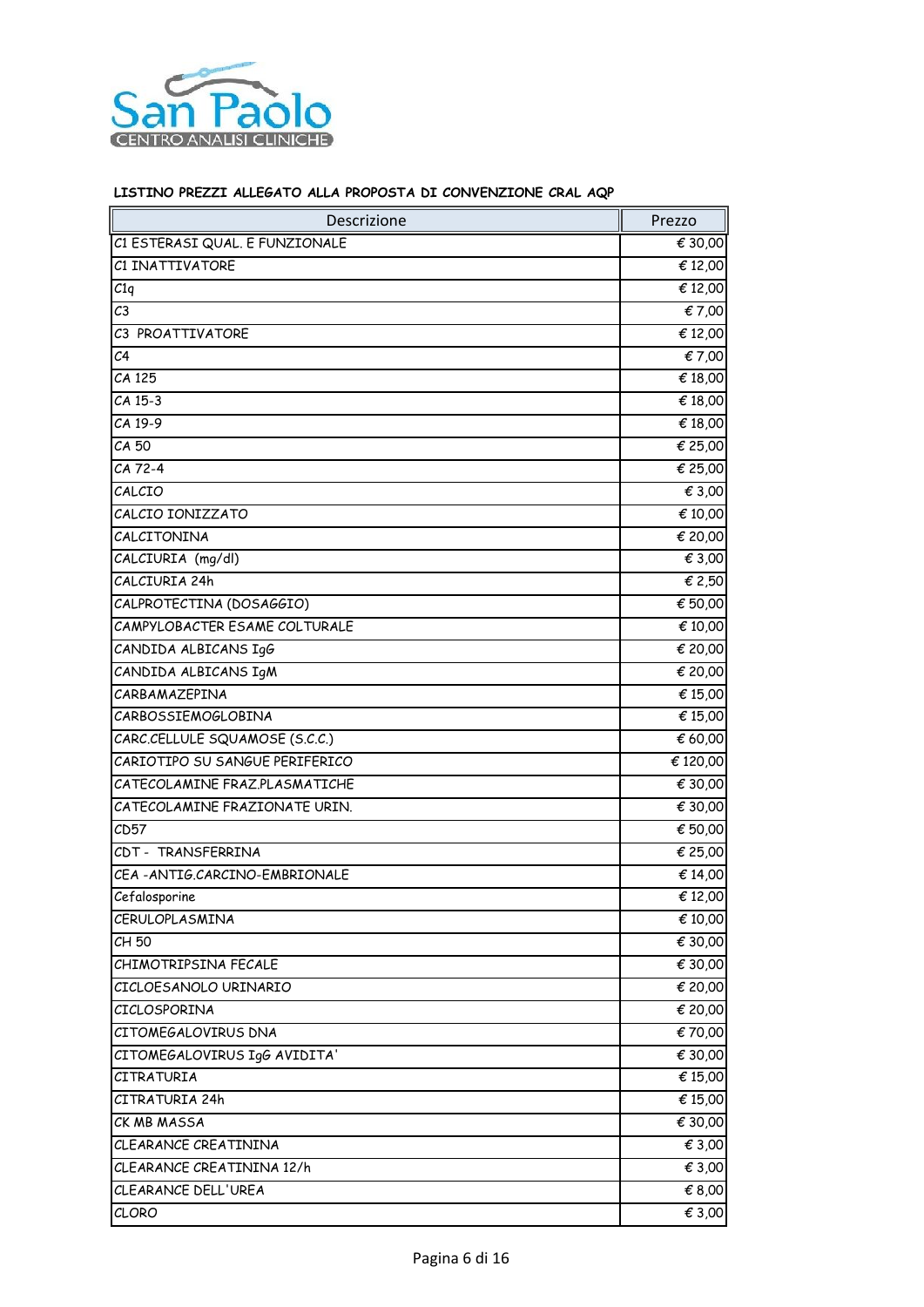**LISTINO PREZZI ALLEGATO ALLA PROPOSTA DI CONVENZIONE CRAL AQP**

| Descrizione | Prezzo |
|---|---|
| C1 ESTERASI QUAL. E FUNZIONALE | € 30,00 |
| C1 INATTIVATORE | € 12,00 |
| C1q | € 12,00 |
| C3 | € 7,00 |
| C3 PROATTIVATORE | € 12,00 |
| C4 | € 7,00 |
| CA 125 | € 18,00 |
| CA 15-3 | € 18,00 |
| CA 19-9 | € 18,00 |
| CA 50 | € 25,00 |
| CA 72-4 | € 25,00 |
| CALCIO | € 3,00 |
| CALCIO IONIZZATO | € 10,00 |
| CALCITONINA | € 20,00 |
| CALCIURIA (mg/dl) | € 3,00 |
| CALCIURIA 24h | € 2,50 |
| CALPROTECTINA (DOSAGGIO) | € 50,00 |
| CAMPYLOBACTER ESAME COLTURALE | € 10,00 |
| CANDIDA ALBICANS IgG | € 20,00 |
| CANDIDA ALBICANS IgM | € 20,00 |
| CARBAMAZEPINA | € 15,00 |
| CARBOSSIEMOGLOBINA | € 15,00 |
| CARC.CELLULE SQUAMOSE (S.C.C.) | € 60,00 |
| CARIOTIPO SU SANGUE PERIFERICO | € 120,00 |
| CATECOLAMINE FRAZ.PLASMATICHE | € 30,00 |
| CATECOLAMINE FRAZIONATE URIN. | € 30,00 |
| CD57 | € 50,00 |
| CDT - TRANSFERRINA | € 25,00 |
| CEA -ANTIG.CARCINO-EMBRIONALE | € 14,00 |
| Cefalosporine | € 12,00 |
| CERULOPLASMINA | € 10,00 |
| CH 50 | € 30,00 |
| CHIMOTRIPSINA FECALE | € 30,00 |
| CICLOESANOLO URINARIO | € 20,00 |
| CICLOSPORINA | € 20,00 |
| CITOMEGALOVIRUS DNA | € 70,00 |
| CITOMEGALOVIRUS IgG AVIDITA' | € 30,00 |
| CITRATURIA | € 15,00 |
| CITRATURIA 24h | € 15,00 |
| CK MB MASSA | € 30,00 |
| CLEARANCE CREATININA | € 3,00 |
| CLEARANCE CREATININA 12/h | € 3,00 |
| CLEARANCE DELL'UREA | € 8,00 |
| CLORO | € 3,00 |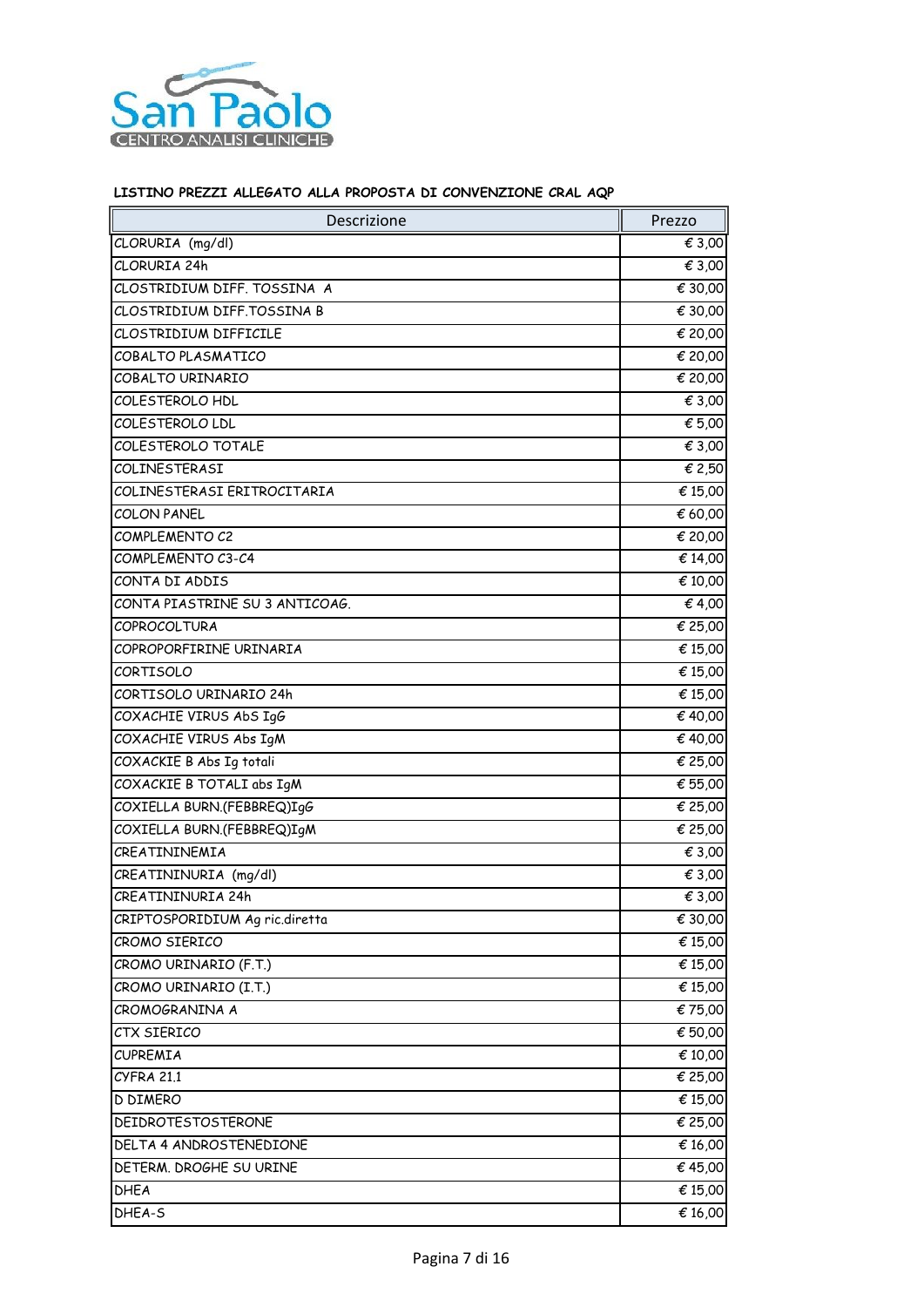**LISTINO PREZZI ALLEGATO ALLA PROPOSTA DI CONVENZIONE CRAL AQP**

| Descrizione | Prezzo |
|---|---:|
| CLORURIA (mg/dl) | € 3,00 |
| CLORURIA 24h | € 3,00 |
| CLOSTRIDIUM DIFF. TOSSINA A | € 30,00 |
| CLOSTRIDIUM DIFF.TOSSINA B | € 30,00 |
| CLOSTRIDIUM DIFFICILE | € 20,00 |
| COBALTO PLASMATICO | € 20,00 |
| COBALTO URINARIO | € 20,00 |
| COLESTEROLO HDL | € 3,00 |
| COLESTEROLO LDL | € 5,00 |
| COLESTEROLO TOTALE | € 3,00 |
| COLINESTERASI | € 2,50 |
| COLINESTERASI ERITROCITARIA | € 15,00 |
| COLON PANEL | € 60,00 |
| COMPLEMENTO C2 | € 20,00 |
| COMPLEMENTO C3-C4 | € 14,00 |
| CONTA DI ADDIS | € 10,00 |
| CONTA PIASTRINE SU 3 ANTICOAG. | € 4,00 |
| COPROCOLTURA | € 25,00 |
| COPROPORFIRINE URINARIA | € 15,00 |
| CORTISOLO | € 15,00 |
| CORTISOLO URINARIO 24h | € 15,00 |
| COXACHIE VIRUS AbS IgG | € 40,00 |
| COXACHIE VIRUS Abs IgM | € 40,00 |
| COXACKIE B Abs Ig totali | € 25,00 |
| COXACKIE B TOTALI abs IgM | € 55,00 |
| COXIELLA BURN.(FEBBREQ)IgG | € 25,00 |
| COXIELLA BURN.(FEBBREQ)IgM | € 25,00 |
| CREATININEMIA | € 3,00 |
| CREATININURIA (mg/dl) | € 3,00 |
| CREATININURIA 24h | € 3,00 |
| CRIPTOSPORIDIUM Ag ric.diretta | € 30,00 |
| CROMO SIERICO | € 15,00 |
| CROMO URINARIO (F.T.) | € 15,00 |
| CROMO URINARIO (I.T.) | € 15,00 |
| CROMOGRANINA A | € 75,00 |
| CTX SIERICO | € 50,00 |
| CUPREMIA | € 10,00 |
| CYFRA 21.1 | € 25,00 |
| D DIMERO | € 15,00 |
| DEIDROTESTOSTERONE | € 25,00 |
| DELTA 4 ANDROSTENEDIONE | € 16,00 |
| DETERM. DROGHE SU URINE | € 45,00 |
| DHEA | € 15,00 |
| DHEA-S | € 16,00 |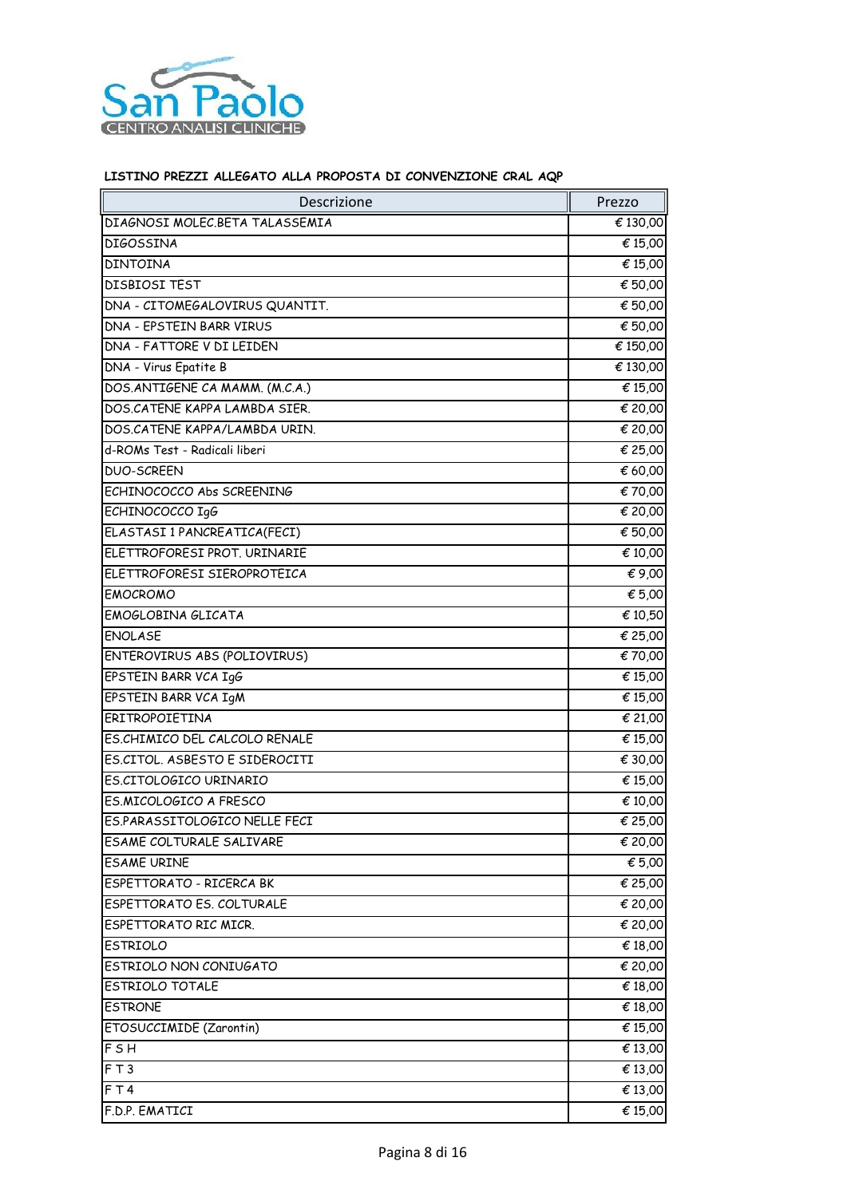LISTINO PREZZI ALLEGATO ALLA PROPOSTA DI CONVENZIONE CRAL AQP

| Descrizione | Prezzo |
|---|---|
| DIAGNOSI MOLEC.BETA TALASSEMIA | € 130,00 |
| DIGOSSINA | € 15,00 |
| DINTOINA | € 15,00 |
| DISBIOSI TEST | € 50,00 |
| DNA - CITOMEGALOVIRUS QUANTIT. | € 50,00 |
| DNA - EPSTEIN BARR VIRUS | € 50,00 |
| DNA - FATTORE V DI LEIDEN | € 150,00 |
| DNA - Virus Epatite B | € 130,00 |
| DOS.ANTIGENE CA MAMM. (M.C.A.) | € 15,00 |
| DOS.CATENE KAPPA LAMBDA SIER. | € 20,00 |
| DOS.CATENE KAPPA/LAMBDA URIN. | € 20,00 |
| d-ROMs Test - Radicali liberi | € 25,00 |
| DUO-SCREEN | € 60,00 |
| ECHINOCOCCO Abs SCREENING | € 70,00 |
| ECHINOCOCCO IgG | € 20,00 |
| ELASTASI 1 PANCREATICA(FECI) | € 50,00 |
| ELETTROFORESI PROT. URINARIE | € 10,00 |
| ELETTROFORESI SIEROPROTEICA | € 9,00 |
| EMOCROMO | € 5,00 |
| EMOGLOBINA GLICATA | € 10,50 |
| ENOLASE | € 25,00 |
| ENTEROVIRUS ABS (POLIOVIRUS) | € 70,00 |
| EPSTEIN BARR VCA IgG | € 15,00 |
| EPSTEIN BARR VCA IgM | € 15,00 |
| ERITROPOIETINA | € 21,00 |
| ES.CHIMICO DEL CALCOLO RENALE | € 15,00 |
| ES.CITOL. ASBESTO E SIDEROCITI | € 30,00 |
| ES.CITOLOGICO URINARIO | € 15,00 |
| ES.MICOLOGICO A FRESCO | € 10,00 |
| ES.PARASSITOLOGICO NELLE FECI | € 25,00 |
| ESAME COLTURALE SALIVARE | € 20,00 |
| ESAME URINE | € 5,00 |
| ESPETTORATO - RICERCA BK | € 25,00 |
| ESPETTORATO ES. COLTURALE | € 20,00 |
| ESPETTORATO RIC MICR. | € 20,00 |
| ESTRIOLO | € 18,00 |
| ESTRIOLO NON CONIUGATO | € 20,00 |
| ESTRIOLO TOTALE | € 18,00 |
| ESTRONE | € 18,00 |
| ETOSUCCIMIDE (Zarontin) | € 15,00 |
| F S H | € 13,00 |
| F T 3 | € 13,00 |
| F T 4 | € 13,00 |
| F.D.P. EMATICI | € 15,00 |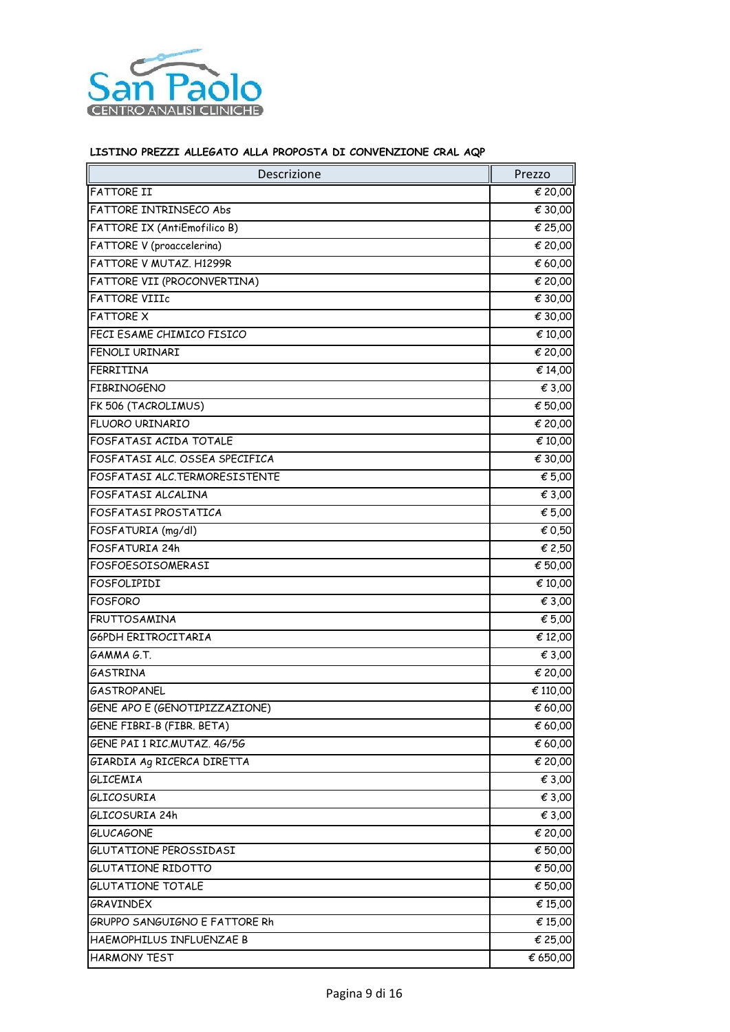San Paolo
CENTRO ANALISI CLINICHE

**LISTINO PREZZI ALLEGATO ALLA PROPOSTA DI CONVENZIONE CRAL AQP**

| Descrizione | Prezzo |
|---|---|
| FATTORE II | € 20,00 |
| FATTORE INTRINSECO Abs | € 30,00 |
| FATTORE IX (AntiEmofilico B) | € 25,00 |
| FATTORE V (proaccelerina) | € 20,00 |
| FATTORE V MUTAZ. H1299R | € 60,00 |
| FATTORE VII (PROCONVERTINA) | € 20,00 |
| FATTORE VIIIc | € 30,00 |
| FATTORE X | € 30,00 |
| FECI ESAME CHIMICO FISICO | € 10,00 |
| FENOLI URINARI | € 20,00 |
| FERRITINA | € 14,00 |
| FIBRINOGENO | € 3,00 |
| FK 506 (TACROLIMUS) | € 50,00 |
| FLUORO URINARIO | € 20,00 |
| FOSFATASI ACIDA TOTALE | € 10,00 |
| FOSFATASI ALC. OSSEA SPECIFICA | € 30,00 |
| FOSFATASI ALC.TERMORESISTENTE | € 5,00 |
| FOSFATASI ALCALINA | € 3,00 |
| FOSFATASI PROSTATICA | € 5,00 |
| FOSFATURIA (mg/dl) | € 0,50 |
| FOSFATURIA 24h | € 2,50 |
| FOSFOESOISOMERASI | € 50,00 |
| FOSFOLIPIDI | € 10,00 |
| FOSFORO | € 3,00 |
| FRUTTOSAMINA | € 5,00 |
| G6PDH ERITROCITARIA | € 12,00 |
| GAMMA G.T. | € 3,00 |
| GASTRINA | € 20,00 |
| GASTROPANEL | € 110,00 |
| GENE APO E (GENOTIPIZZAZIONE) | € 60,00 |
| GENE FIBRI-B (FIBR. BETA) | € 60,00 |
| GENE PAI 1 RIC.MUTAZ. 4G/5G | € 60,00 |
| GIARDIA Ag RICERCA DIRETTA | € 20,00 |
| GLICEMIA | € 3,00 |
| GLICOSURIA | € 3,00 |
| GLICOSURIA 24h | € 3,00 |
| GLUCAGONE | € 20,00 |
| GLUTATIONE PEROSSIDASI | € 50,00 |
| GLUTATIONE RIDOTTO | € 50,00 |
| GLUTATIONE TOTALE | € 50,00 |
| GRAVINDEX | € 15,00 |
| GRUPPO SANGUIGNO E FATTORE Rh | € 15,00 |
| HAEMOPHILUS INFLUENZAE B | € 25,00 |
| HARMONY TEST | € 650,00 |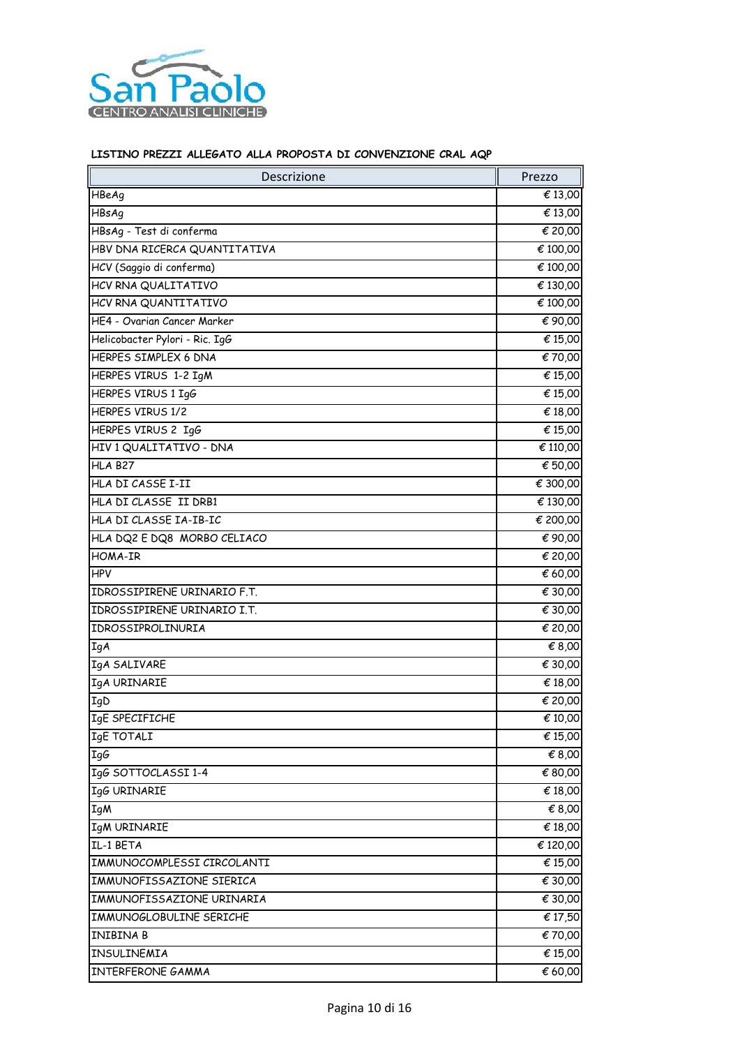San Paolo
CENTRO ANALISI CLINICHE

**LISTINO PREZZI ALLEGATO ALLA PROPOSTA DI CONVENZIONE CRAL AQP**

| Descrizione | Prezzo |
|---|---:|
| HBeAg | € 13,00 |
| HBsAg | € 13,00 |
| HBsAg - Test di conferma | € 20,00 |
| HBV DNA RICERCA QUANTITATIVA | € 100,00 |
| HCV (Saggio di conferma) | € 100,00 |
| HCV RNA QUALITATIVO | € 130,00 |
| HCV RNA QUANTITATIVO | € 100,00 |
| HE4 - Ovarian Cancer Marker | € 90,00 |
| Helicobacter Pylori - Ric. IgG | € 15,00 |
| HERPES SIMPLEX 6 DNA | € 70,00 |
| HERPES VIRUS 1-2 IgM | € 15,00 |
| HERPES VIRUS 1 IgG | € 15,00 |
| HERPES VIRUS 1/2 | € 18,00 |
| HERPES VIRUS 2 IgG | € 15,00 |
| HIV 1 QUALITATIVO - DNA | € 110,00 |
| HLA B27 | € 50,00 |
| HLA DI CASSE I-II | € 300,00 |
| HLA DI CLASSE II DRB1 | € 130,00 |
| HLA DI CLASSE IA-IB-IC | € 200,00 |
| HLA DQ2 E DQ8 MORBO CELIACO | € 90,00 |
| HOMA-IR | € 20,00 |
| HPV | € 60,00 |
| IDROSSIPIRENE URINARIO F.T. | € 30,00 |
| IDROSSIPIRENE URINARIO I.T. | € 30,00 |
| IDROSSIPROLINURIA | € 20,00 |
| IgA | € 8,00 |
| IgA SALIVARE | € 30,00 |
| IgA URINARIE | € 18,00 |
| IgD | € 20,00 |
| IgE SPECIFICHE | € 10,00 |
| IgE TOTALI | € 15,00 |
| IgG | € 8,00 |
| IgG SOTTOCLASSI 1-4 | € 80,00 |
| IgG URINARIE | € 18,00 |
| IgM | € 8,00 |
| IgM URINARIE | € 18,00 |
| IL-1 BETA | € 120,00 |
| IMMUNOCOMPLESSI CIRCOLANTI | € 15,00 |
| IMMUNOFISSAZIONE SIERICA | € 30,00 |
| IMMUNOFISSAZIONE URINARIA | € 30,00 |
| IMMUNOGLOBULINE SERICHE | € 17,50 |
| INIBINA B | € 70,00 |
| INSULINEMIA | € 15,00 |
| INTERFERONE GAMMA | € 60,00 |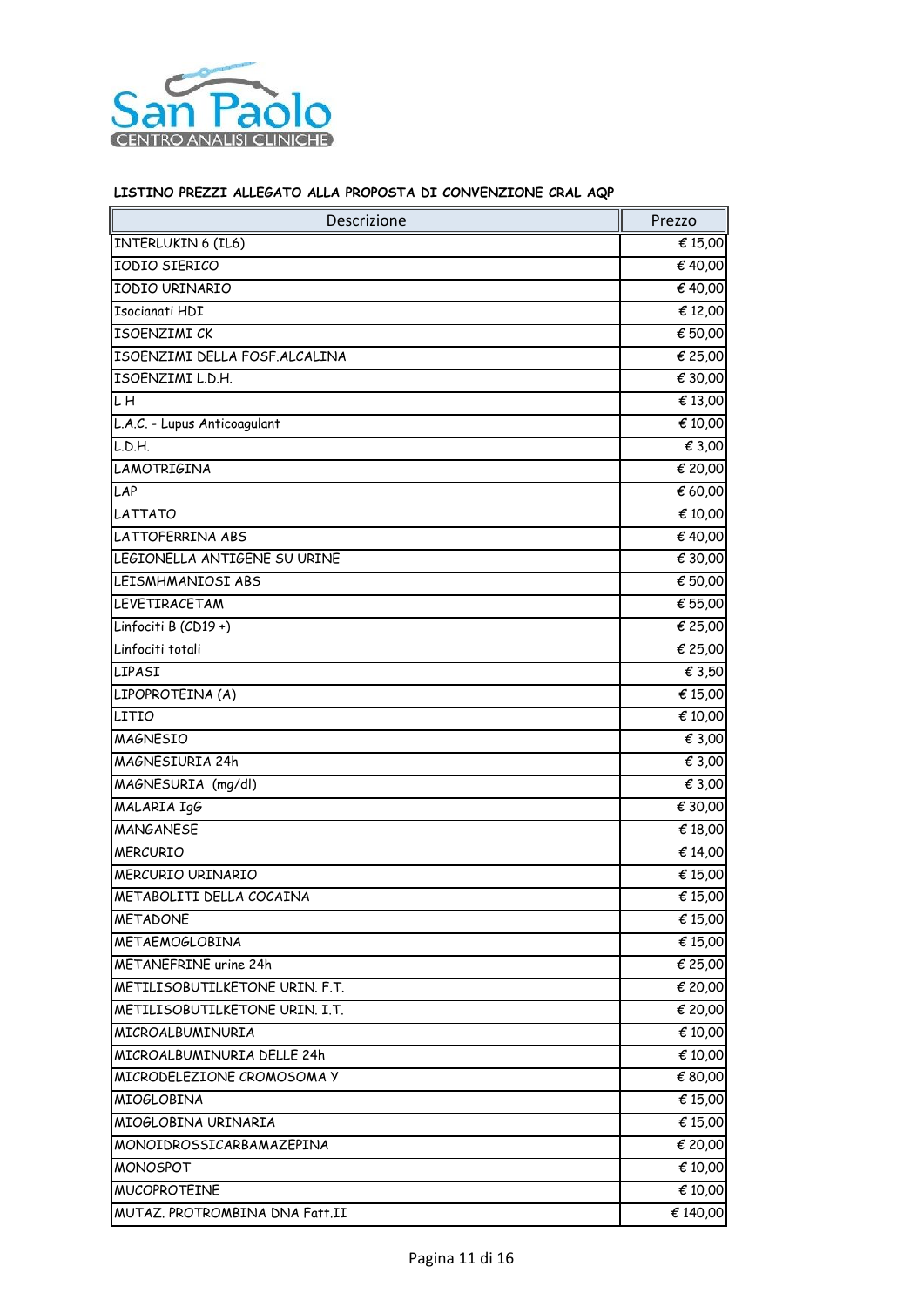**LISTINO PREZZI ALLEGATO ALLA PROPOSTA DI CONVENZIONE CRAL AQP**

| Descrizione | Prezzo |
|---|---|
| INTERLUKIN 6 (IL6) | € 15,00 |
| IODIO SIERICO | € 40,00 |
| IODIO URINARIO | € 40,00 |
| Isocianati HDI | € 12,00 |
| ISOENZIMI CK | € 50,00 |
| ISOENZIMI DELLA FOSF.ALCALINA | € 25,00 |
| ISOENZIMI L.D.H. | € 30,00 |
| L H | € 13,00 |
| L.A.C. - Lupus Anticoagulant | € 10,00 |
| L.D.H. | € 3,00 |
| LAMOTRIGINA | € 20,00 |
| LAP | € 60,00 |
| LATTATO | € 10,00 |
| LATTOFERRINA ABS | € 40,00 |
| LEGIONELLA ANTIGENE SU URINE | € 30,00 |
| LEISMHMANIOSI ABS | € 50,00 |
| LEVETIRACETAM | € 55,00 |
| Linfociti B (CD19 +) | € 25,00 |
| Linfociti totali | € 25,00 |
| LIPASI | € 3,50 |
| LIPOPROTEINA (A) | € 15,00 |
| LITIO | € 10,00 |
| MAGNESIO | € 3,00 |
| MAGNESIURIA 24h | € 3,00 |
| MAGNESURIA (mg/dl) | € 3,00 |
| MALARIA IgG | € 30,00 |
| MANGANESE | € 18,00 |
| MERCURIO | € 14,00 |
| MERCURIO URINARIO | € 15,00 |
| METABOLITI DELLA COCAINA | € 15,00 |
| METADONE | € 15,00 |
| METAEMOGLOBINA | € 15,00 |
| METANEFRINE urine 24h | € 25,00 |
| METILISOBUTILKETONE URIN. F.T. | € 20,00 |
| METILISOBUTILKETONE URIN. I.T. | € 20,00 |
| MICROALBUMINURIA | € 10,00 |
| MICROALBUMINURIA DELLE 24h | € 10,00 |
| MICRODELEZIONE CROMOSOMA Y | € 80,00 |
| MIOGLOBINA | € 15,00 |
| MIOGLOBINA URINARIA | € 15,00 |
| MONOIDROSSICARBAMAZEPINA | € 20,00 |
| MONOSPOT | € 10,00 |
| MUCOPROTEINE | € 10,00 |
| MUTAZ. PROTROMBINA DNA Fatt.II | € 140,00 |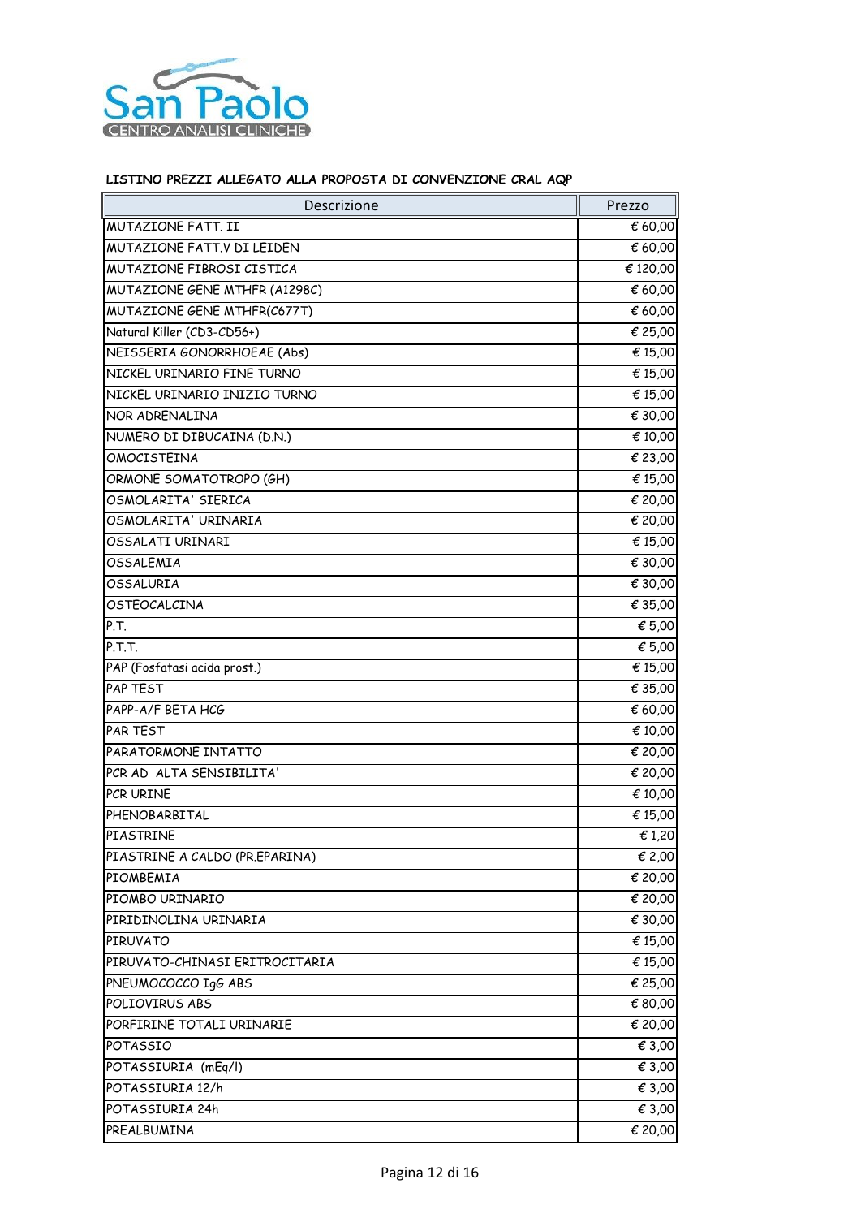San Paolo
CENTRO ANALISI CLINICHE

**LISTINO PREZZI ALLEGATO ALLA PROPOSTA DI CONVENZIONE CRAL AQP**

| Descrizione | Prezzo |
|---|---|
| MUTAZIONE FATT. II | € 60,00 |
| MUTAZIONE FATT.V DI LEIDEN | € 60,00 |
| MUTAZIONE FIBROSI CISTICA | € 120,00 |
| MUTAZIONE GENE MTHFR (A1298C) | € 60,00 |
| MUTAZIONE GENE MTHFR(C677T) | € 60,00 |
| Natural Killer (CD3-CD56+) | € 25,00 |
| NEISSERIA GONORRHOEAE (Abs) | € 15,00 |
| NICKEL URINARIO FINE TURNO | € 15,00 |
| NICKEL URINARIO INIZIO TURNO | € 15,00 |
| NOR ADRENALINA | € 30,00 |
| NUMERO DI DIBUCAINA (D.N.) | € 10,00 |
| OMOCISTEINA | € 23,00 |
| ORMONE SOMATOTROPO (GH) | € 15,00 |
| OSMOLARITA' SIERICA | € 20,00 |
| OSMOLARITA' URINARIA | € 20,00 |
| OSSALATI URINARI | € 15,00 |
| OSSALEMIA | € 30,00 |
| OSSALURIA | € 30,00 |
| OSTEOCALCINA | € 35,00 |
| P.T. | € 5,00 |
| P.T.T. | € 5,00 |
| PAP (Fosfatasi acida prost.) | € 15,00 |
| PAP TEST | € 35,00 |
| PAPP-A/F BETA HCG | € 60,00 |
| PAR TEST | € 10,00 |
| PARATORMONE INTATTO | € 20,00 |
| PCR AD ALTA SENSIBILITA' | € 20,00 |
| PCR URINE | € 10,00 |
| PHENOBARBITAL | € 15,00 |
| PIASTRINE | € 1,20 |
| PIASTRINE A CALDO (PR.EPARINA) | € 2,00 |
| PIOMBEMIA | € 20,00 |
| PIOMBO URINARIO | € 20,00 |
| PIRIDINOLINA URINARIA | € 30,00 |
| PIRUVATO | € 15,00 |
| PIRUVATO-CHINASI ERITROCITARIA | € 15,00 |
| PNEUMOCOCCO IgG ABS | € 25,00 |
| POLIOVIRUS ABS | € 80,00 |
| PORFIRINE TOTALI URINARIE | € 20,00 |
| POTASSIO | € 3,00 |
| POTASSIURIA (mEq/l) | € 3,00 |
| POTASSIURIA 12/h | € 3,00 |
| POTASSIURIA 24h | € 3,00 |
| PREALBUMINA | € 20,00 |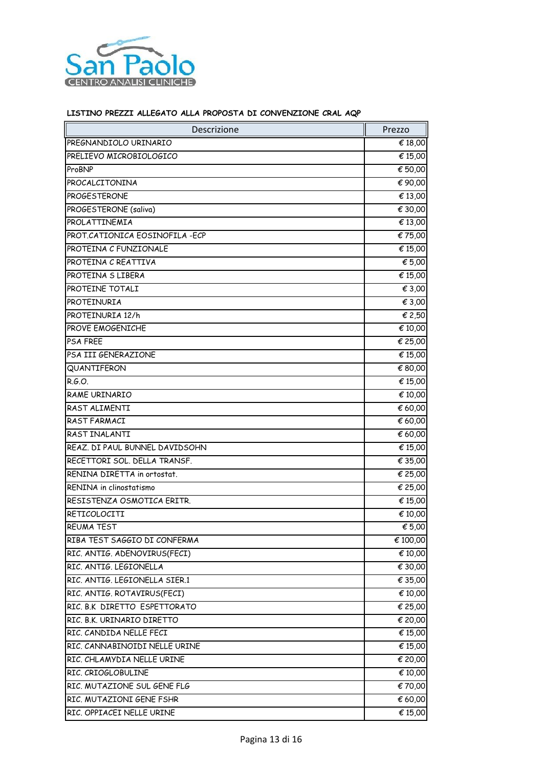San Paolo
CENTRO ANALISI CLINICHE

**LISTINO PREZZI ALLEGATO ALLA PROPOSTA DI CONVENZIONE CRAL AQP**

| Descrizione | Prezzo |
|---|---|
| PREGNANDIOLO URINARIO | € 18,00 |
| PRELIEVO MICROBIOLOGICO | € 15,00 |
| ProBNP | € 50,00 |
| PROCALCITONINA | € 90,00 |
| PROGESTERONE | € 13,00 |
| PROGESTERONE (saliva) | € 30,00 |
| PROLATTINEMIA | € 13,00 |
| PROT.CATIONICA EOSINOFILA -ECP | € 75,00 |
| PROTEINA C FUNZIONALE | € 15,00 |
| PROTEINA C REATTIVA | € 5,00 |
| PROTEINA S LIBERA | € 15,00 |
| PROTEINE TOTALI | € 3,00 |
| PROTEINURIA | € 3,00 |
| PROTEINURIA 12/h | € 2,50 |
| PROVE EMOGENICHE | € 10,00 |
| PSA FREE | € 25,00 |
| PSA III GENERAZIONE | € 15,00 |
| QUANTIFERON | € 80,00 |
| R.G.O. | € 15,00 |
| RAME URINARIO | € 10,00 |
| RAST ALIMENTI | € 60,00 |
| RAST FARMACI | € 60,00 |
| RAST INALANTI | € 60,00 |
| REAZ. DI PAUL BUNNEL DAVIDSOHN | € 15,00 |
| RECETTORI SOL. DELLA TRANSF. | € 35,00 |
| RENINA DIRETTA in ortostat. | € 25,00 |
| RENINA in clinostatismo | € 25,00 |
| RESISTENZA OSMOTICA ERITR. | € 15,00 |
| RETICOLOCITI | € 10,00 |
| REUMA TEST | € 5,00 |
| RIBA TEST SAGGIO DI CONFERMA | € 100,00 |
| RIC. ANTIG. ADENOVIRUS(FECI) | € 10,00 |
| RIC. ANTIG. LEGIONELLA | € 30,00 |
| RIC. ANTIG. LEGIONELLA SIER.1 | € 35,00 |
| RIC. ANTIG. ROTAVIRUS(FECI) | € 10,00 |
| RIC. B.K DIRETTO ESPETTORATO | € 25,00 |
| RIC. B.K. URINARIO DIRETTO | € 20,00 |
| RIC. CANDIDA NELLE FECI | € 15,00 |
| RIC. CANNABINOIDI NELLE URINE | € 15,00 |
| RIC. CHLAMYDIA NELLE URINE | € 20,00 |
| RIC. CRIOGLOBULINE | € 10,00 |
| RIC. MUTAZIONE SUL GENE FLG | € 70,00 |
| RIC. MUTAZIONI GENE FSHR | € 60,00 |
| RIC. OPPIACEI NELLE URINE | € 15,00 |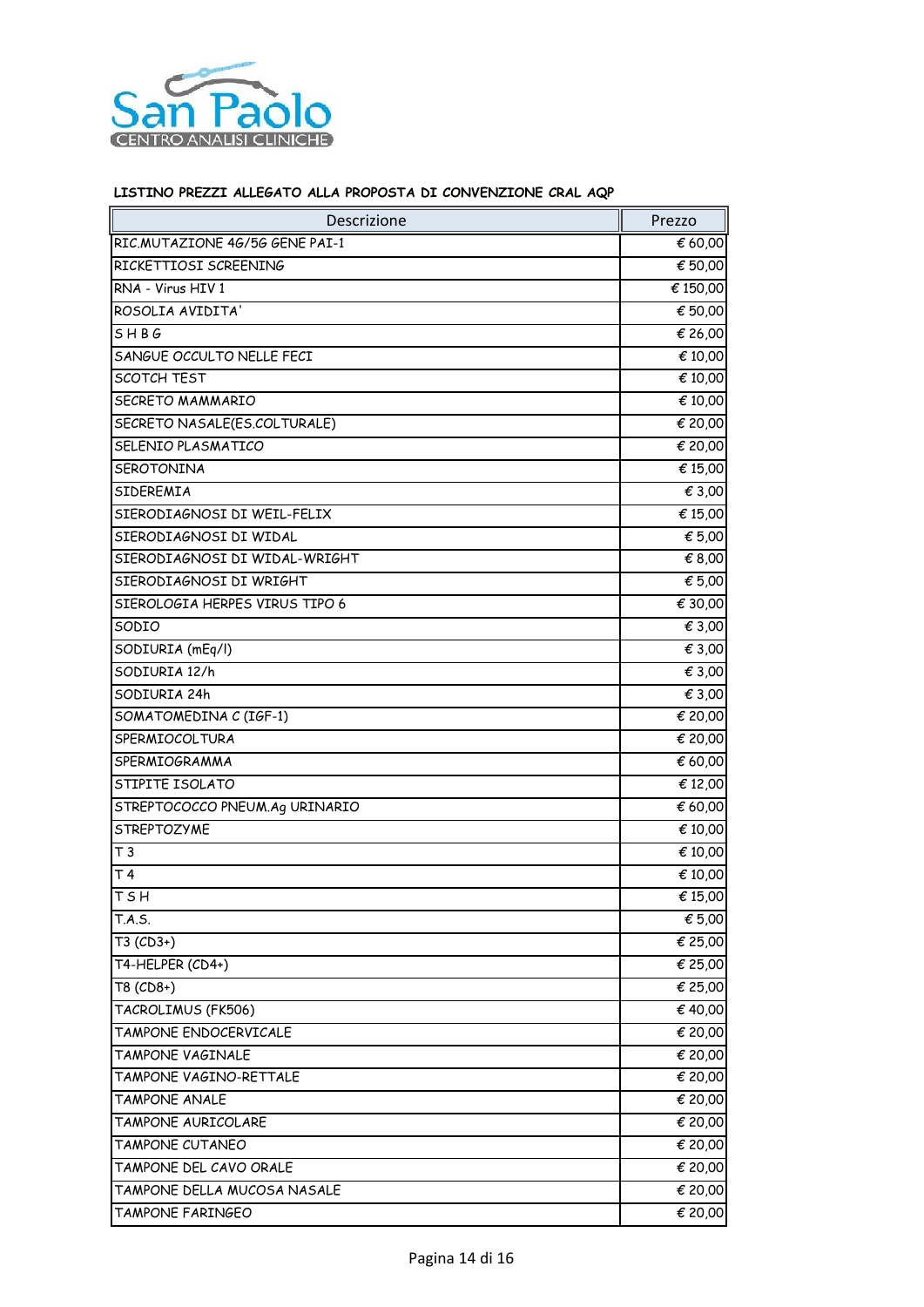San Paolo
CENTRO ANALISI CLINICHE

**LISTINO PREZZI ALLEGATO ALLA PROPOSTA DI CONVENZIONE CRAL AQP**

| Descrizione | Prezzo |
|---|---:|
| RIC.MUTAZIONE 4G/5G GENE PAI-1 | € 60,00 |
| RICKETTIOSI SCREENING | € 50,00 |
| RNA - Virus HIV 1 | € 150,00 |
| ROSOLIA AVIDITA' | € 50,00 |
| S H B G | € 26,00 |
| SANGUE OCCULTO NELLE FECI | € 10,00 |
| SCOTCH TEST | € 10,00 |
| SECRETO MAMMARIO | € 10,00 |
| SECRETO NASALE(ES.COLTURALE) | € 20,00 |
| SELENIO PLASMATICO | € 20,00 |
| SEROTONINA | € 15,00 |
| SIDEREMIA | € 3,00 |
| SIERODIAGNOSI DI WEIL-FELIX | € 15,00 |
| SIERODIAGNOSI DI WIDAL | € 5,00 |
| SIERODIAGNOSI DI WIDAL-WRIGHT | € 8,00 |
| SIERODIAGNOSI DI WRIGHT | € 5,00 |
| SIEROLOGIA HERPES VIRUS TIPO 6 | € 30,00 |
| SODIO | € 3,00 |
| SODIURIA (mEq/l) | € 3,00 |
| SODIURIA 12/h | € 3,00 |
| SODIURIA 24h | € 3,00 |
| SOMATOMEDINA C (IGF-1) | € 20,00 |
| SPERMIOCOLTURA | € 20,00 |
| SPERMIOGRAMMA | € 60,00 |
| STIPITE ISOLATO | € 12,00 |
| STREPTOCOCCO PNEUM.Ag URINARIO | € 60,00 |
| STREPTOZYME | € 10,00 |
| T 3 | € 10,00 |
| T 4 | € 10,00 |
| T S H | € 15,00 |
| T.A.S. | € 5,00 |
| T3 (CD3+) | € 25,00 |
| T4-HELPER (CD4+) | € 25,00 |
| T8 (CD8+) | € 25,00 |
| TACROLIMUS (FK506) | € 40,00 |
| TAMPONE ENDOCERVICALE | € 20,00 |
| TAMPONE VAGINALE | € 20,00 |
| TAMPONE VAGINO-RETTALE | € 20,00 |
| TAMPONE ANALE | € 20,00 |
| TAMPONE AURICOLARE | € 20,00 |
| TAMPONE CUTANEO | € 20,00 |
| TAMPONE DEL CAVO ORALE | € 20,00 |
| TAMPONE DELLA MUCOSA NASALE | € 20,00 |
| TAMPONE FARINGEO | € 20,00 |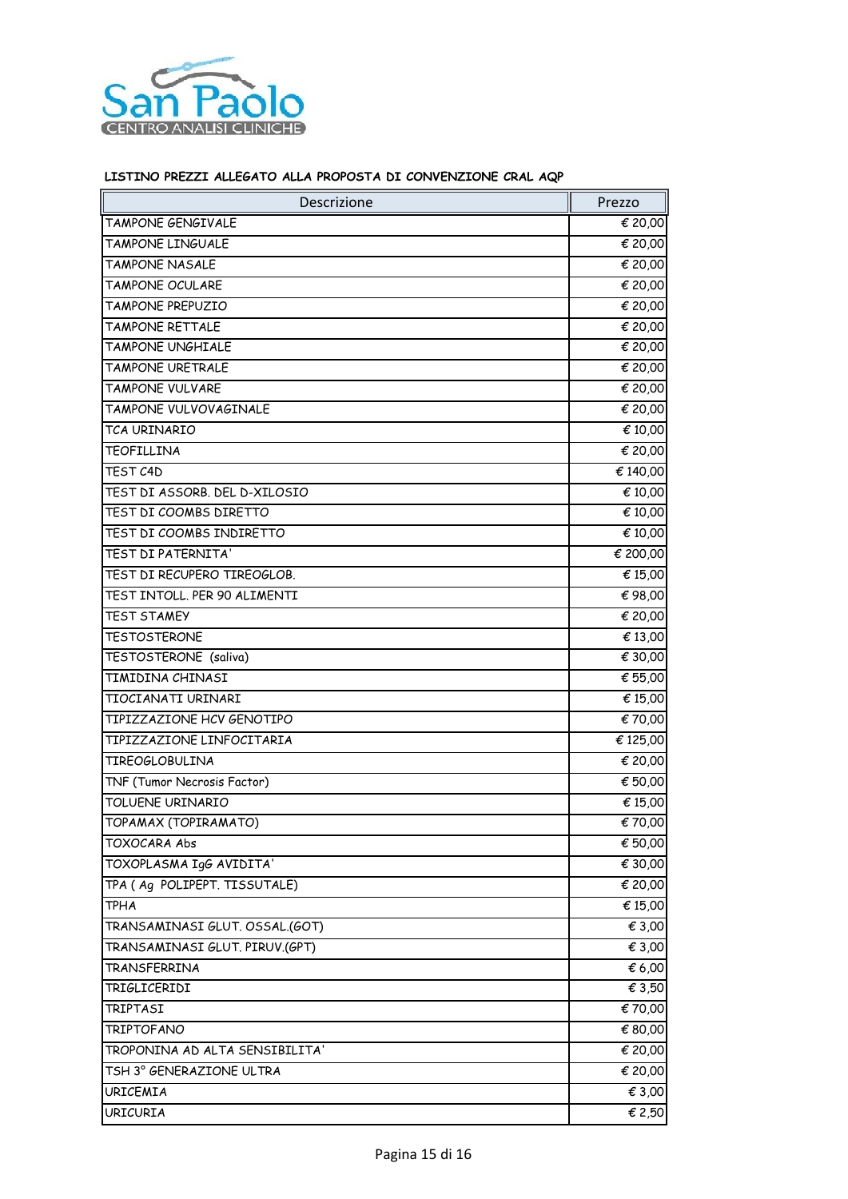San Paolo
CENTRO ANALISI CLINICHE

**LISTINO PREZZI ALLEGATO ALLA PROPOSTA DI CONVENZIONE CRAL AQP**

| Descrizione | Prezzo |
|---|---|
| TAMPONE GENGIVALE | € 20,00 |
| TAMPONE LINGUALE | € 20,00 |
| TAMPONE NASALE | € 20,00 |
| TAMPONE OCULARE | € 20,00 |
| TAMPONE PREPUZIO | € 20,00 |
| TAMPONE RETTALE | € 20,00 |
| TAMPONE UNGHIALE | € 20,00 |
| TAMPONE URETRALE | € 20,00 |
| TAMPONE VULVARE | € 20,00 |
| TAMPONE VULVOVAGINALE | € 20,00 |
| TCA URINARIO | € 10,00 |
| TEOFILLINA | € 20,00 |
| TEST C4D | € 140,00 |
| TEST DI ASSORB. DEL D-XILOSIO | € 10,00 |
| TEST DI COOMBS DIRETTO | € 10,00 |
| TEST DI COOMBS INDIRETTO | € 10,00 |
| TEST DI PATERNITA' | € 200,00 |
| TEST DI RECUPERO TIREOGLOB. | € 15,00 |
| TEST INTOLL. PER 90 ALIMENTI | € 98,00 |
| TEST STAMEY | € 20,00 |
| TESTOSTERONE | € 13,00 |
| TESTOSTERONE (saliva) | € 30,00 |
| TIMIDINA CHINASI | € 55,00 |
| TIOCIANATI URINARI | € 15,00 |
| TIPIZZAZIONE HCV GENOTIPO | € 70,00 |
| TIPIZZAZIONE LINFOCITARIA | € 125,00 |
| TIREOGLOBULINA | € 20,00 |
| TNF (Tumor Necrosis Factor) | € 50,00 |
| TOLUENE URINARIO | € 15,00 |
| TOPAMAX (TOPIRAMATO) | € 70,00 |
| TOXOCARA Abs | € 50,00 |
| TOXOPLASMA IgG AVIDITA' | € 30,00 |
| TPA ( Ag POLIPEPT. TISSUTALE) | € 20,00 |
| TPHA | € 15,00 |
| TRANSAMINASI GLUT. OSSAL.(GOT) | € 3,00 |
| TRANSAMINASI GLUT. PIRUV.(GPT) | € 3,00 |
| TRANSFERRINA | € 6,00 |
| TRIGLICERIDI | € 3,50 |
| TRIPTASI | € 70,00 |
| TRIPTOFANO | € 80,00 |
| TROPONINA AD ALTA SENSIBILITA' | € 20,00 |
| TSH 3° GENERAZIONE ULTRA | € 20,00 |
| URICEMIA | € 3,00 |
| URICURIA | € 2,50 |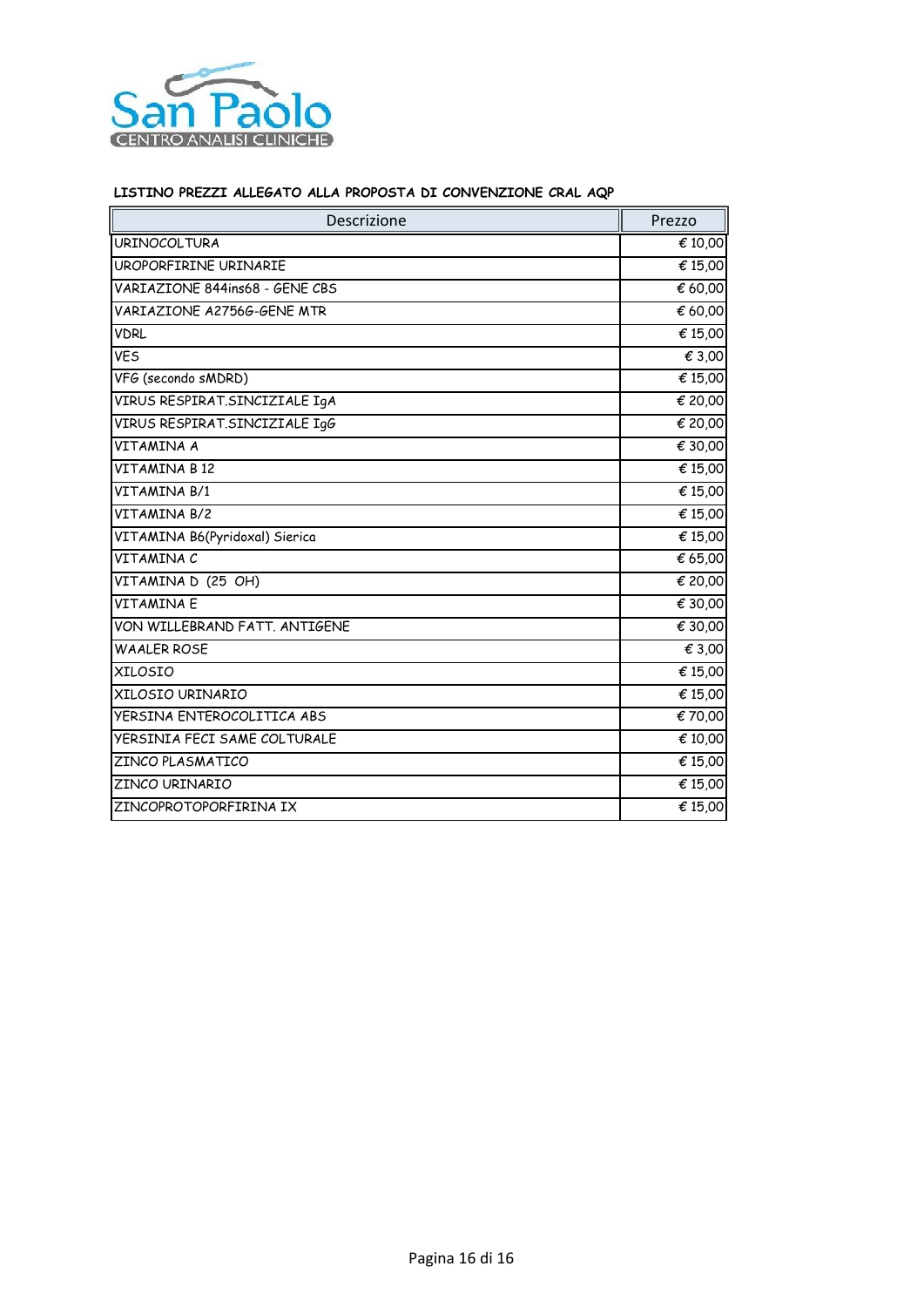San Paolo
CENTRO ANALISI CLINICHE

**LISTINO PREZZI ALLEGATO ALLA PROPOSTA DI CONVENZIONE CRAL AQP**

| Descrizione | Prezzo |
|---|---|
| URINOCOLTURA | € 10,00 |
| UROPORFIRINE URINARIE | € 15,00 |
| VARIAZIONE 844ins68 - GENE CBS | € 60,00 |
| VARIAZIONE A2756G-GENE MTR | € 60,00 |
| VDRL | € 15,00 |
| VES | € 3,00 |
| VFG (secondo sMDRD) | € 15,00 |
| VIRUS RESPIRAT.SINCIZIALE IgA | € 20,00 |
| VIRUS RESPIRAT.SINCIZIALE IgG | € 20,00 |
| VITAMINA A | € 30,00 |
| VITAMINA B 12 | € 15,00 |
| VITAMINA B/1 | € 15,00 |
| VITAMINA B/2 | € 15,00 |
| VITAMINA B6(Pyridoxal) Sierica | € 15,00 |
| VITAMINA C | € 65,00 |
| VITAMINA D (25 OH) | € 20,00 |
| VITAMINA E | € 30,00 |
| VON WILLEBRAND FATT. ANTIGENE | € 30,00 |
| WAALER ROSE | € 3,00 |
| XILOSIO | € 15,00 |
| XILOSIO URINARIO | € 15,00 |
| YERSINA ENTEROCOLITICA ABS | € 70,00 |
| YERSINIA FECI SAME COLTURALE | € 10,00 |
| ZINCO PLASMATICO | € 15,00 |
| ZINCO URINARIO | € 15,00 |
| ZINCOPROTOPORFIRINA IX | € 15,00 |